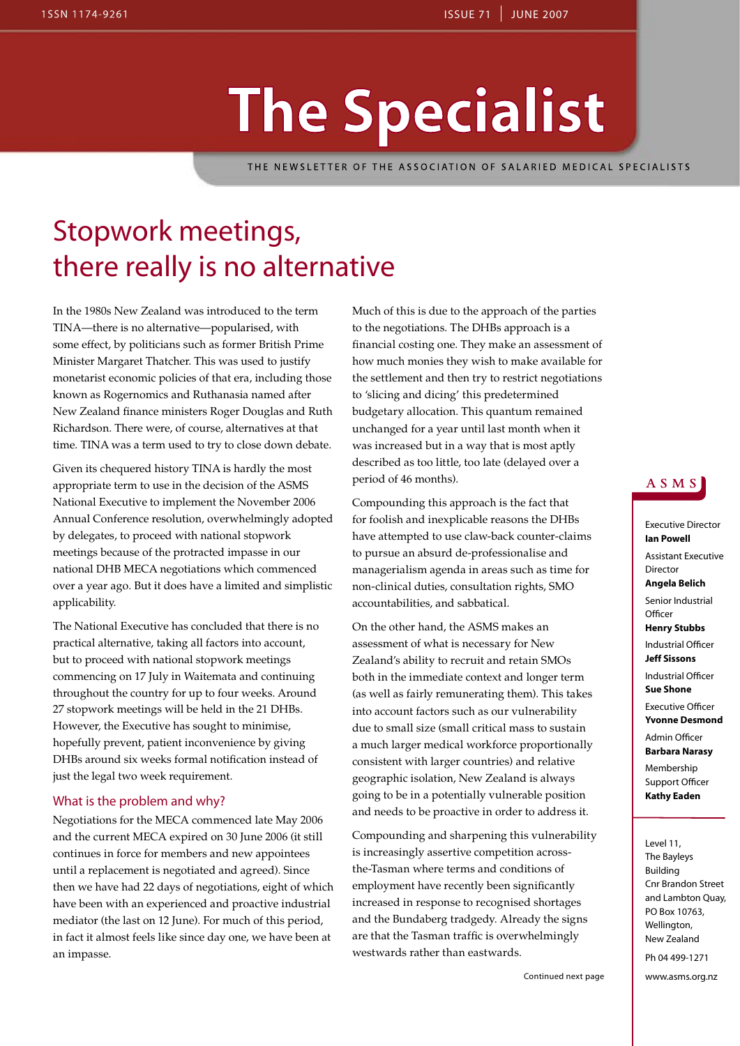# The Specialist

THE NEWSLETTER OF THE ASSOCIATION OF SALARIED MEDICAL SPECIALISTS

ISSN 1174-9261

ISSUE 71 | JUNE 2007

## Stopwork meetings, there really is no alternative

In the 1980s New Zealand was introduced to the term TINA—there is no alternative—popularised, with some effect, by politicians such as former British Prime Minister Margaret Thatcher. This was used to justify monetarist economic policies of that era, including those known as Rogernomics and Ruthanasia named after New Zealand finance ministers Roger Douglas and Ruth Richardson. There were, of course, alternatives at that time. TINA was a term used to try to close down debate.

Given its chequered history TINA is hardly the most appropriate term to use in the decision of the ASMS National Executive to implement the November 2006 Annual Conference resolution, overwhelmingly adopted by delegates, to proceed with national stopwork meetings because of the protracted impasse in our national DHB MECA negotiations which commenced over a year ago. But it does have a limited and simplistic applicability.

The National Executive has concluded that there is no practical alternative, taking all factors into account, but to proceed with national stopwork meetings commencing on 17 July in Waitemata and continuing throughout the country for up to four weeks. Around 27 stopwork meetings will be held in the 21 DHBs. However, the Executive has sought to minimise, hopefully prevent, patient inconvenience by giving DHBs around six weeks formal notification instead of just the legal two week requirement.

### What is the problem and why?

Negotiations for the MECA commenced late May 2006 and the current MECA expired on 30 June 2006 (it still continues in force for members and new appointees until a replacement is negotiated and agreed). Since then we have had 22 days of negotiations, eight of which have been with an experienced and proactive industrial mediator (the last on 12 June). For much of this period, in fact it almost feels like since day one, we have been at an impasse.

Much of this is due to the approach of the parties to the negotiations. The DHBs approach is a financial costing one. They make an assessment of how much monies they wish to make available for the settlement and then try to restrict negotiations to 'slicing and dicing' this predetermined budgetary allocation. This quantum remained unchanged for a year until last month when it was increased but in a way that is most aptly described as too little, too late (delayed over a period of 46 months).

Compounding this approach is the fact that for foolish and inexplicable reasons the DHBs have attempted to use claw-back counter-claims to pursue an absurd de-professionalise and managerialism agenda in areas such as time for non-clinical duties, consultation rights, SMO accountabilities, and sabbatical.

On the other hand, the ASMS makes an assessment of what is necessary for New Zealand's ability to recruit and retain SMOs both in the immediate context and longer term (as well as fairly remunerating them). This takes into account factors such as our vulnerability due to small size (small critical mass to sustain a much larger medical workforce proportionally consistent with larger countries) and relative geographic isolation, New Zealand is always going to be in a potentially vulnerable position and needs to be proactive in order to address it.

Compounding and sharpening this vulnerability is increasingly assertive competition across-the-Tasman where terms and conditions of employment have recently been significantly increased in response to recognised shortages and the Bundaberg tradgedy. Already the signs are that the Tasman traffic is overwhelmingly westwards rather than eastwards.

Continued next page

---

**ASMS**

Executive Director
**Ian Powell**

Assistant Executive Director
**Angela Belich**

Senior Industrial Officer
**Henry Stubbs**

Industrial Officer
**Jeff Sissons**

Industrial Officer
**Sue Shone**

Executive Officer
**Yvonne Desmond**

Admin Officer
**Barbara Narasy**

Membership Support Officer
**Kathy Eaden**

Level 11,
The Bayleys Building
Cnr Brandon Street and Lambton Quay,
PO Box 10763,
Wellington,
New Zealand

Ph 04 499-1271

www.asms.org.nz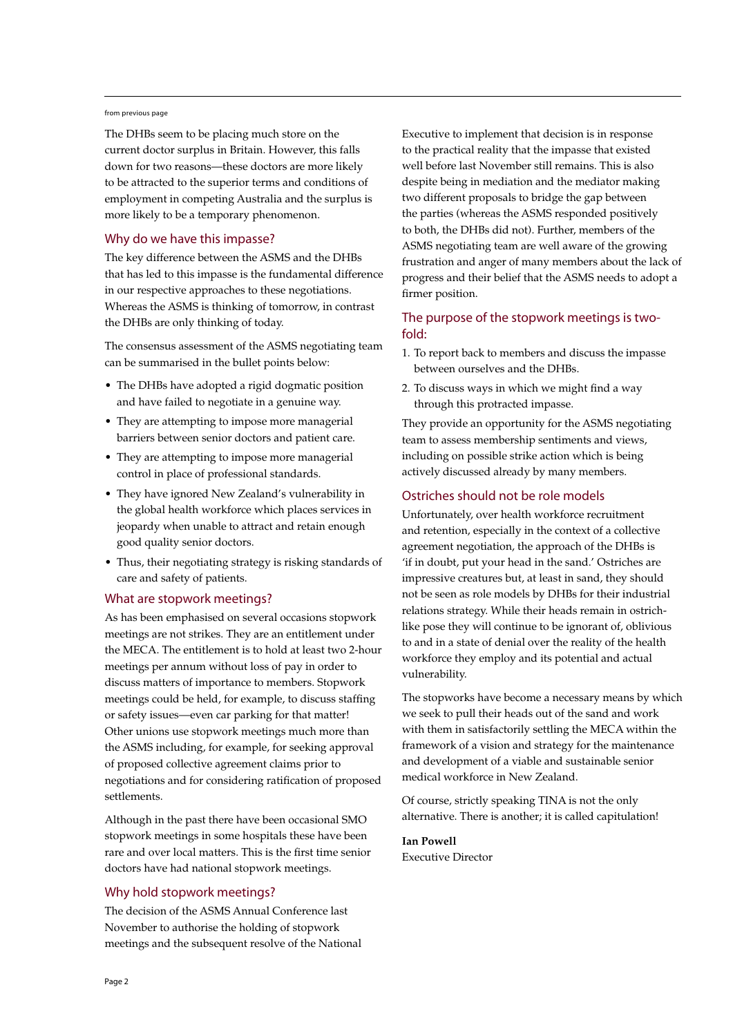from previous page

The DHBs seem to be placing much store on the current doctor surplus in Britain. However, this falls down for two reasons—these doctors are more likely to be attracted to the superior terms and conditions of employment in competing Australia and the surplus is more likely to be a temporary phenomenon.

## Why do we have this impasse?

The key difference between the ASMS and the DHBs that has led to this impasse is the fundamental difference in our respective approaches to these negotiations. Whereas the ASMS is thinking of tomorrow, in contrast the DHBs are only thinking of today.

The consensus assessment of the ASMS negotiating team can be summarised in the bullet points below:

- The DHBs have adopted a rigid dogmatic position and have failed to negotiate in a genuine way.
- They are attempting to impose more managerial barriers between senior doctors and patient care.
- They are attempting to impose more managerial control in place of professional standards.
- They have ignored New Zealand's vulnerability in the global health workforce which places services in jeopardy when unable to attract and retain enough good quality senior doctors.
- Thus, their negotiating strategy is risking standards of care and safety of patients.

## What are stopwork meetings?

As has been emphasised on several occasions stopwork meetings are not strikes. They are an entitlement under the MECA. The entitlement is to hold at least two 2-hour meetings per annum without loss of pay in order to discuss matters of importance to members. Stopwork meetings could be held, for example, to discuss staffing or safety issues—even car parking for that matter! Other unions use stopwork meetings much more than the ASMS including, for example, for seeking approval of proposed collective agreement claims prior to negotiations and for considering ratification of proposed settlements.

Although in the past there have been occasional SMO stopwork meetings in some hospitals these have been rare and over local matters. This is the first time senior doctors have had national stopwork meetings.

## Why hold stopwork meetings?

The decision of the ASMS Annual Conference last November to authorise the holding of stopwork meetings and the subsequent resolve of the National Executive to implement that decision is in response to the practical reality that the impasse that existed well before last November still remains. This is also despite being in mediation and the mediator making two different proposals to bridge the gap between the parties (whereas the ASMS responded positively to both, the DHBs did not). Further, members of the ASMS negotiating team are well aware of the growing frustration and anger of many members about the lack of progress and their belief that the ASMS needs to adopt a firmer position.

## The purpose of the stopwork meetings is two-fold:

1. To report back to members and discuss the impasse between ourselves and the DHBs.
2. To discuss ways in which we might find a way through this protracted impasse.

They provide an opportunity for the ASMS negotiating team to assess membership sentiments and views, including on possible strike action which is being actively discussed already by many members.

## Ostriches should not be role models

Unfortunately, over health workforce recruitment and retention, especially in the context of a collective agreement negotiation, the approach of the DHBs is 'if in doubt, put your head in the sand.' Ostriches are impressive creatures but, at least in sand, they should not be seen as role models by DHBs for their industrial relations strategy. While their heads remain in ostrich-like pose they will continue to be ignorant of, oblivious to and in a state of denial over the reality of the health workforce they employ and its potential and actual vulnerability.

The stopworks have become a necessary means by which we seek to pull their heads out of the sand and work with them in satisfactorily settling the MECA within the framework of a vision and strategy for the maintenance and development of a viable and sustainable senior medical workforce in New Zealand.

Of course, strictly speaking TINA is not the only alternative. There is another; it is called capitulation!

**Ian Powell**
Executive Director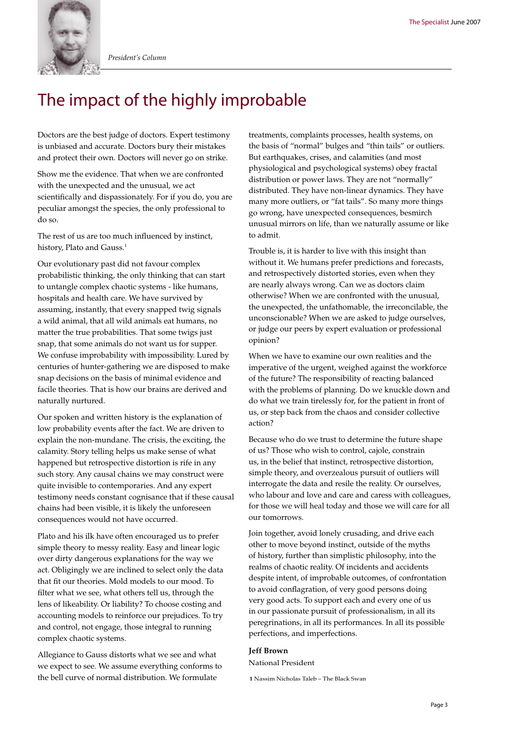*President's Column*

# The impact of the highly improbable

Doctors are the best judge of doctors. Expert testimony is unbiased and accurate. Doctors bury their mistakes and protect their own. Doctors will never go on strike.

Show me the evidence. That when we are confronted with the unexpected and the unusual, we act scientifically and dispassionately. For if you do, you are peculiar amongst the species, the only professional to do so.

The rest of us are too much influenced by instinct, history, Plato and Gauss.[1]

Our evolutionary past did not favour complex probabilistic thinking, the only thinking that can start to untangle complex chaotic systems - like humans, hospitals and health care. We have survived by assuming, instantly, that every snapped twig signals a wild animal, that all wild animals eat humans, no matter the true probabilities. That some twigs just snap, that some animals do not want us for supper. We confuse improbability with impossibility. Lured by centuries of hunter-gathering we are disposed to make snap decisions on the basis of minimal evidence and facile theories. That is how our brains are derived and naturally nurtured.

Our spoken and written history is the explanation of low probability events after the fact. We are driven to explain the non-mundane. The crisis, the exciting, the calamity. Story telling helps us make sense of what happened but retrospective distortion is rife in any such story. Any causal chains we may construct were quite invisible to contemporaries. And any expert testimony needs constant cognisance that if these causal chains had been visible, it is likely the unforeseen consequences would not have occurred.

Plato and his ilk have often encouraged us to prefer simple theory to messy reality. Easy and linear logic over dirty dangerous explanations for the way we act. Obligingly we are inclined to select only the data that fit our theories. Mold models to our mood. To filter what we see, what others tell us, through the lens of likeability. Or liability? To choose costing and accounting models to reinforce our prejudices. To try and control, not engage, those integral to running complex chaotic systems.

Allegiance to Gauss distorts what we see and what we expect to see. We assume everything conforms to the bell curve of normal distribution. We formulate treatments, complaints processes, health systems, on the basis of "normal" bulges and "thin tails" or outliers. But earthquakes, crises, and calamities (and most physiological and psychological systems) obey fractal distribution or power laws. They are not "normally" distributed. They have non-linear dynamics. They have many more outliers, or "fat tails". So many more things go wrong, have unexpected consequences, besmirch unusual mirrors on life, than we naturally assume or like to admit.

Trouble is, it is harder to live with this insight than without it. We humans prefer predictions and forecasts, and retrospectively distorted stories, even when they are nearly always wrong. Can we as doctors claim otherwise? When we are confronted with the unusual, the unexpected, the unfathomable, the irreconcilable, the unconscionable? When we are asked to judge ourselves, or judge our peers by expert evaluation or professional opinion?

When we have to examine our own realities and the imperative of the urgent, weighed against the workforce of the future? The responsibility of reacting balanced with the problems of planning. Do we knuckle down and do what we train tirelessly for, for the patient in front of us, or step back from the chaos and consider collective action?

Because who do we trust to determine the future shape of us? Those who wish to control, cajole, constrain us, in the belief that instinct, retrospective distortion, simple theory, and overzealous pursuit of outliers will interrogate the data and resile the reality. Or ourselves, who labour and love and care and caress with colleagues, for those we will heal today and those we will care for all our tomorrows.

Join together, avoid lonely crusading, and drive each other to move beyond instinct, outside of the myths of history, further than simplistic philosophy, into the realms of chaotic reality. Of incidents and accidents despite intent, of improbable outcomes, of confrontation to avoid conflagration, of very good persons doing very good acts. To support each and every one of us in our passionate pursuit of professionalism, in all its peregrinations, in all its performances. In all its possible perfections, and imperfections.

**Jeff Brown**

National President

**1** Nassim Nicholas Taleb – The Black Swan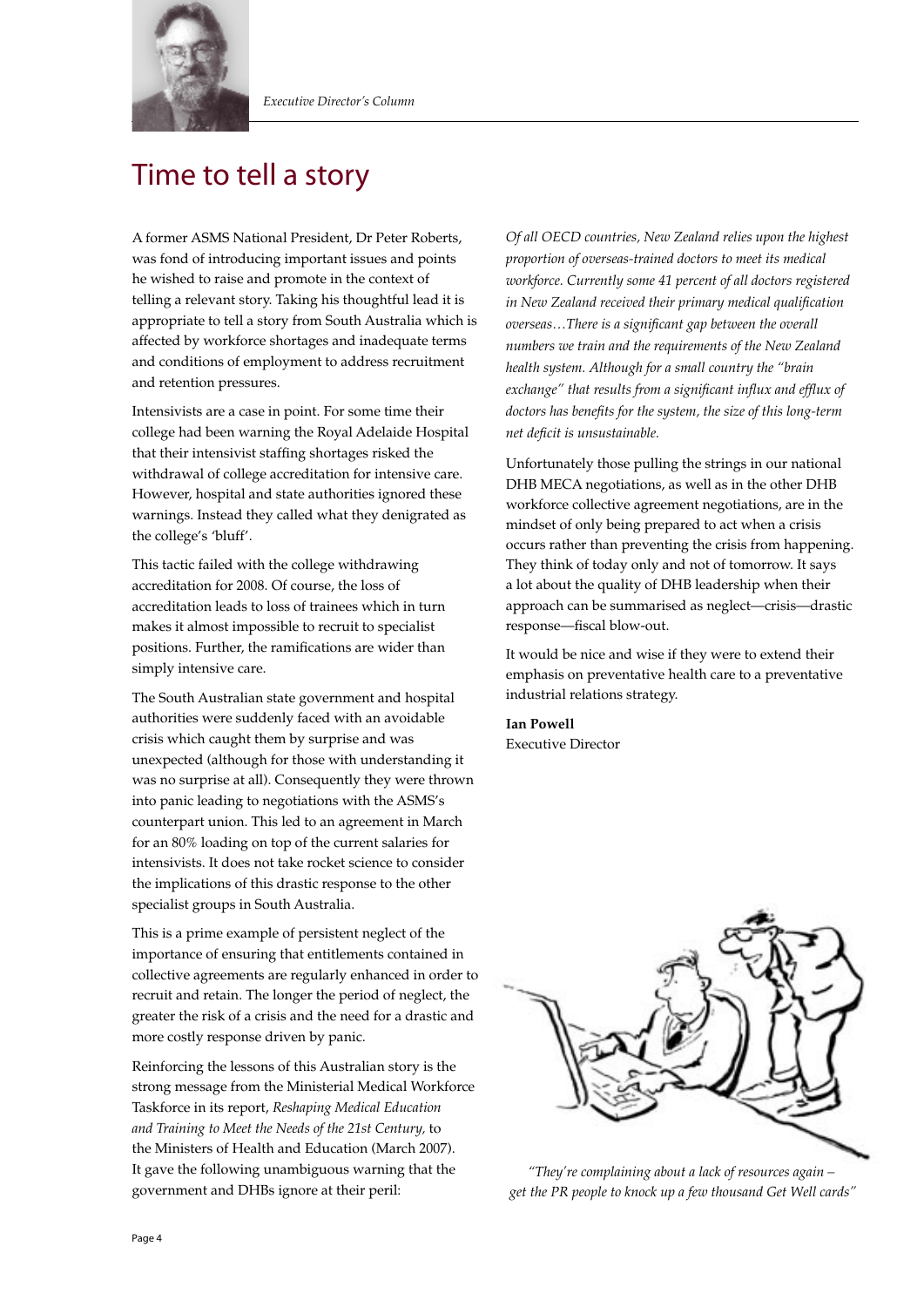Executive Director's Column

# Time to tell a story

A former ASMS National President, Dr Peter Roberts, was fond of introducing important issues and points he wished to raise and promote in the context of telling a relevant story. Taking his thoughtful lead it is appropriate to tell a story from South Australia which is affected by workforce shortages and inadequate terms and conditions of employment to address recruitment and retention pressures.

Intensivists are a case in point. For some time their college had been warning the Royal Adelaide Hospital that their intensivist staffing shortages risked the withdrawal of college accreditation for intensive care. However, hospital and state authorities ignored these warnings. Instead they called what they denigrated as the college's 'bluff'.

This tactic failed with the college withdrawing accreditation for 2008. Of course, the loss of accreditation leads to loss of trainees which in turn makes it almost impossible to recruit to specialist positions. Further, the ramifications are wider than simply intensive care.

The South Australian state government and hospital authorities were suddenly faced with an avoidable crisis which caught them by surprise and was unexpected (although for those with understanding it was no surprise at all). Consequently they were thrown into panic leading to negotiations with the ASMS's counterpart union. This led to an agreement in March for an 80% loading on top of the current salaries for intensivists. It does not take rocket science to consider the implications of this drastic response to the other specialist groups in South Australia.

This is a prime example of persistent neglect of the importance of ensuring that entitlements contained in collective agreements are regularly enhanced in order to recruit and retain. The longer the period of neglect, the greater the risk of a crisis and the need for a drastic and more costly response driven by panic.

Reinforcing the lessons of this Australian story is the strong message from the Ministerial Medical Workforce Taskforce in its report, *Reshaping Medical Education and Training to Meet the Needs of the 21st Century,* to the Ministers of Health and Education (March 2007). It gave the following unambiguous warning that the government and DHBs ignore at their peril:

*Of all OECD countries, New Zealand relies upon the highest proportion of overseas-trained doctors to meet its medical workforce. Currently some 41 percent of all doctors registered in New Zealand received their primary medical qualification overseas…There is a significant gap between the overall numbers we train and the requirements of the New Zealand health system. Although for a small country the "brain exchange" that results from a significant influx and efflux of doctors has benefits for the system, the size of this long-term net deficit is unsustainable.*

Unfortunately those pulling the strings in our national DHB MECA negotiations, as well as in the other DHB workforce collective agreement negotiations, are in the mindset of only being prepared to act when a crisis occurs rather than preventing the crisis from happening. They think of today only and not of tomorrow. It says a lot about the quality of DHB leadership when their approach can be summarised as neglect—crisis—drastic response—fiscal blow-out.

It would be nice and wise if they were to extend their emphasis on preventative health care to a preventative industrial relations strategy.

**Ian Powell**
Executive Director

*"They're complaining about a lack of resources again – get the PR people to knock up a few thousand Get Well cards"*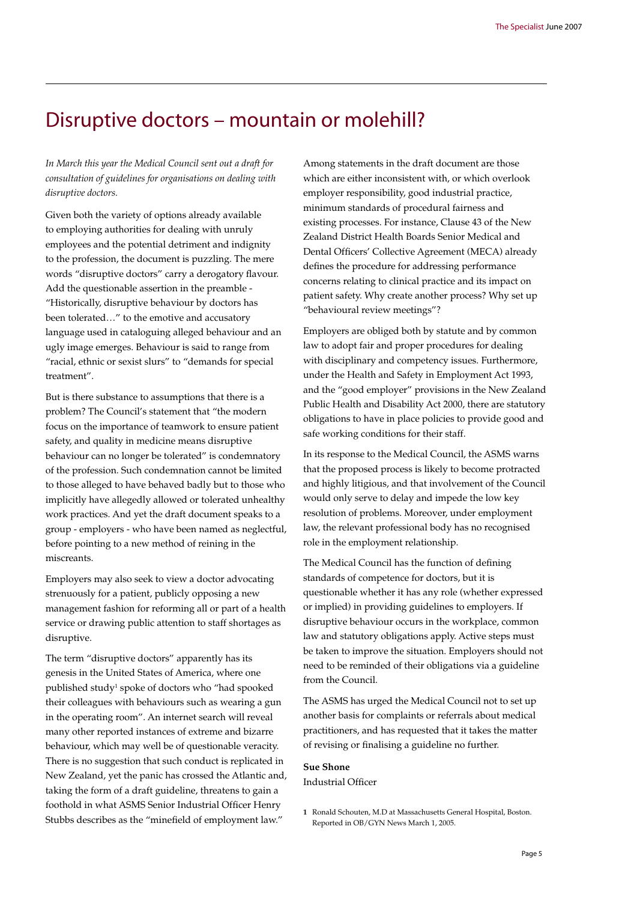# Disruptive doctors – mountain or molehill?

*In March this year the Medical Council sent out a draft for consultation of guidelines for organisations on dealing with disruptive doctors.*

Given both the variety of options already available to employing authorities for dealing with unruly employees and the potential detriment and indignity to the profession, the document is puzzling. The mere words "disruptive doctors" carry a derogatory flavour. Add the questionable assertion in the preamble - "Historically, disruptive behaviour by doctors has been tolerated…" to the emotive and accusatory language used in cataloguing alleged behaviour and an ugly image emerges. Behaviour is said to range from "racial, ethnic or sexist slurs" to "demands for special treatment".

But is there substance to assumptions that there is a problem? The Council's statement that "the modern focus on the importance of teamwork to ensure patient safety, and quality in medicine means disruptive behaviour can no longer be tolerated" is condemnatory of the profession. Such condemnation cannot be limited to those alleged to have behaved badly but to those who implicitly have allegedly allowed or tolerated unhealthy work practices. And yet the draft document speaks to a group - employers - who have been named as neglectful, before pointing to a new method of reining in the miscreants.

Employers may also seek to view a doctor advocating strenuously for a patient, publicly opposing a new management fashion for reforming all or part of a health service or drawing public attention to staff shortages as disruptive.

The term "disruptive doctors" apparently has its genesis in the United States of America, where one published study[1] spoke of doctors who "had spooked their colleagues with behaviours such as wearing a gun in the operating room". An internet search will reveal many other reported instances of extreme and bizarre behaviour, which may well be of questionable veracity. There is no suggestion that such conduct is replicated in New Zealand, yet the panic has crossed the Atlantic and, taking the form of a draft guideline, threatens to gain a foothold in what ASMS Senior Industrial Officer Henry Stubbs describes as the "minefield of employment law."

Among statements in the draft document are those which are either inconsistent with, or which overlook employer responsibility, good industrial practice, minimum standards of procedural fairness and existing processes. For instance, Clause 43 of the New Zealand District Health Boards Senior Medical and Dental Officers' Collective Agreement (MECA) already defines the procedure for addressing performance concerns relating to clinical practice and its impact on patient safety. Why create another process? Why set up "behavioural review meetings"?

Employers are obliged both by statute and by common law to adopt fair and proper procedures for dealing with disciplinary and competency issues. Furthermore, under the Health and Safety in Employment Act 1993, and the "good employer" provisions in the New Zealand Public Health and Disability Act 2000, there are statutory obligations to have in place policies to provide good and safe working conditions for their staff.

In its response to the Medical Council, the ASMS warns that the proposed process is likely to become protracted and highly litigious, and that involvement of the Council would only serve to delay and impede the low key resolution of problems. Moreover, under employment law, the relevant professional body has no recognised role in the employment relationship.

The Medical Council has the function of defining standards of competence for doctors, but it is questionable whether it has any role (whether expressed or implied) in providing guidelines to employers. If disruptive behaviour occurs in the workplace, common law and statutory obligations apply. Active steps must be taken to improve the situation. Employers should not need to be reminded of their obligations via a guideline from the Council.

The ASMS has urged the Medical Council not to set up another basis for complaints or referrals about medical practitioners, and has requested that it takes the matter of revising or finalising a guideline no further.

**Sue Shone**
Industrial Officer

1 Ronald Schouten, M.D at Massachusetts General Hospital, Boston. Reported in OB/GYN News March 1, 2005.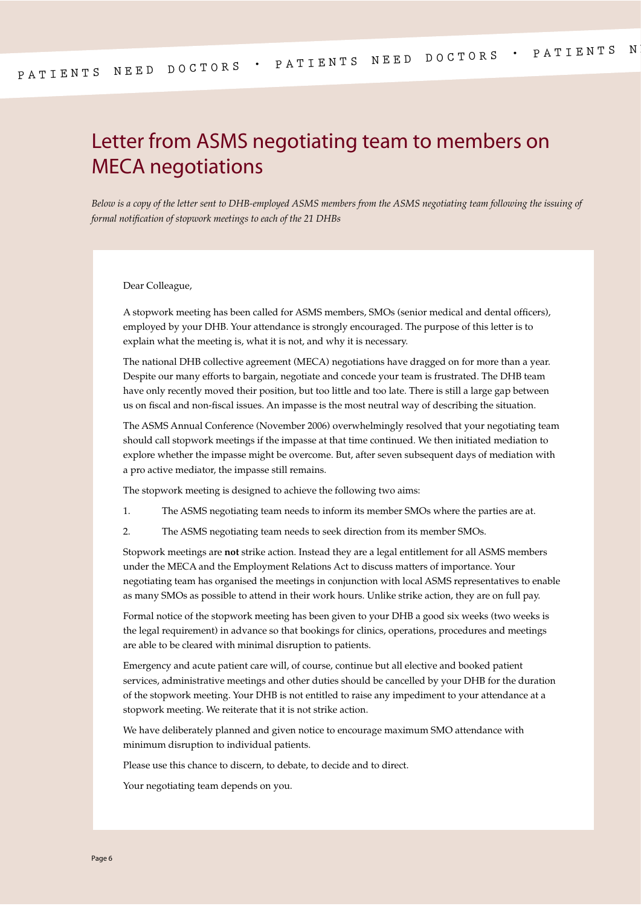# Letter from ASMS negotiating team to members on MECA negotiations

*Below is a copy of the letter sent to DHB-employed ASMS members from the ASMS negotiating team following the issuing of formal notification of stopwork meetings to each of the 21 DHBs*

Dear Colleague,

A stopwork meeting has been called for ASMS members, SMOs (senior medical and dental officers), employed by your DHB. Your attendance is strongly encouraged. The purpose of this letter is to explain what the meeting is, what it is not, and why it is necessary.

The national DHB collective agreement (MECA) negotiations have dragged on for more than a year. Despite our many efforts to bargain, negotiate and concede your team is frustrated. The DHB team have only recently moved their position, but too little and too late. There is still a large gap between us on fiscal and non-fiscal issues. An impasse is the most neutral way of describing the situation.

The ASMS Annual Conference (November 2006) overwhelmingly resolved that your negotiating team should call stopwork meetings if the impasse at that time continued. We then initiated mediation to explore whether the impasse might be overcome. But, after seven subsequent days of mediation with a pro active mediator, the impasse still remains.

The stopwork meeting is designed to achieve the following two aims:

1. The ASMS negotiating team needs to inform its member SMOs where the parties are at.
2. The ASMS negotiating team needs to seek direction from its member SMOs.

Stopwork meetings are **not** strike action. Instead they are a legal entitlement for all ASMS members under the MECA and the Employment Relations Act to discuss matters of importance. Your negotiating team has organised the meetings in conjunction with local ASMS representatives to enable as many SMOs as possible to attend in their work hours. Unlike strike action, they are on full pay.

Formal notice of the stopwork meeting has been given to your DHB a good six weeks (two weeks is the legal requirement) in advance so that bookings for clinics, operations, procedures and meetings are able to be cleared with minimal disruption to patients.

Emergency and acute patient care will, of course, continue but all elective and booked patient services, administrative meetings and other duties should be cancelled by your DHB for the duration of the stopwork meeting. Your DHB is not entitled to raise any impediment to your attendance at a stopwork meeting. We reiterate that it is not strike action.

We have deliberately planned and given notice to encourage maximum SMO attendance with minimum disruption to individual patients.

Please use this chance to discern, to debate, to decide and to direct.

Your negotiating team depends on you.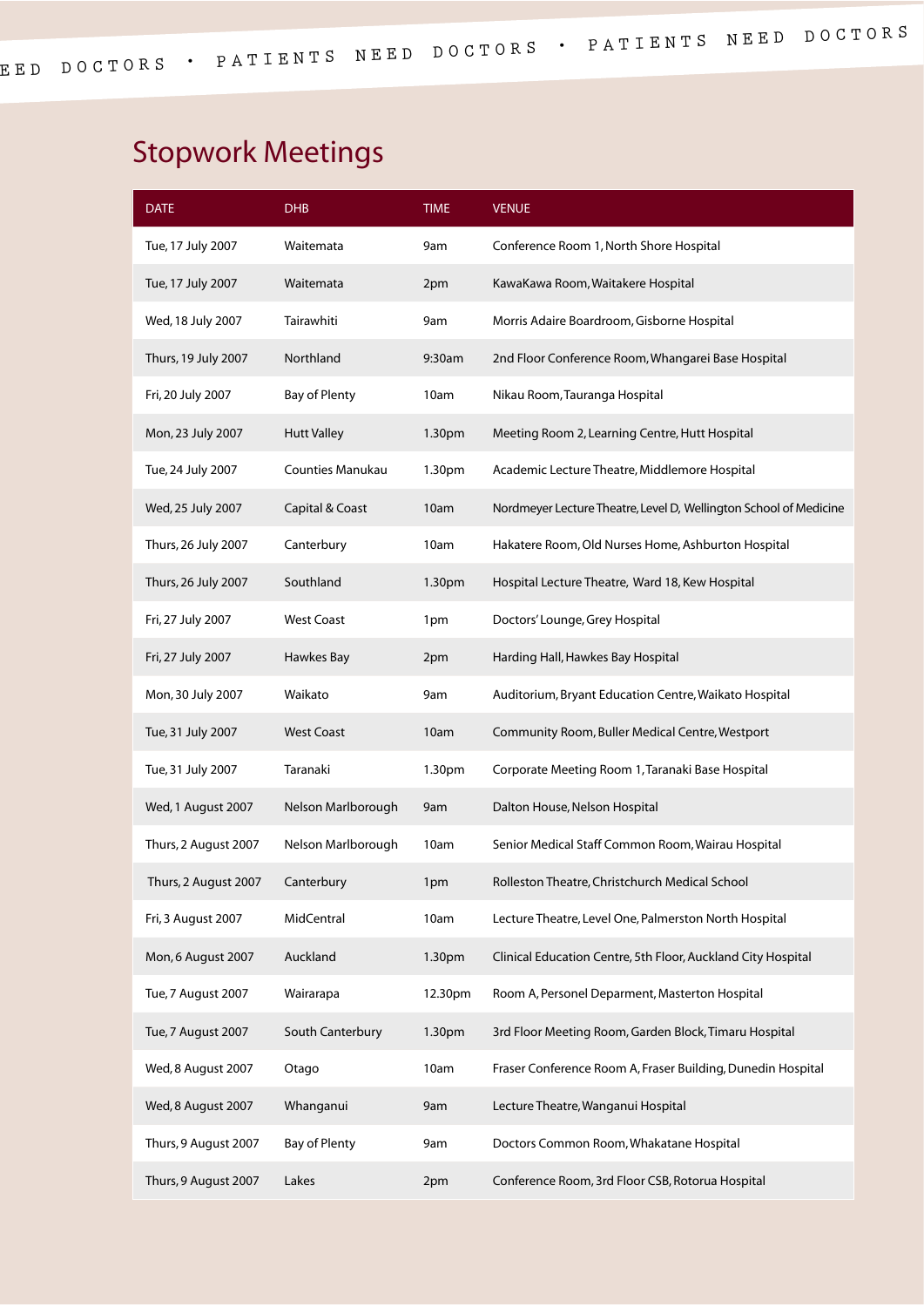## Stopwork Meetings

| DATE | DHB | TIME | VENUE |
|---|---|---|---|
| Tue, 17 July 2007 | Waitemata | 9am | Conference Room 1, North Shore Hospital |
| Tue, 17 July 2007 | Waitemata | 2pm | KawaKawa Room, Waitakere Hospital |
| Wed, 18 July 2007 | Tairawhiti | 9am | Morris Adaire Boardroom, Gisborne Hospital |
| Thurs, 19 July 2007 | Northland | 9:30am | 2nd Floor Conference Room, Whangarei Base Hospital |
| Fri, 20 July 2007 | Bay of Plenty | 10am | Nikau Room, Tauranga Hospital |
| Mon, 23 July 2007 | Hutt Valley | 1.30pm | Meeting Room 2, Learning Centre, Hutt Hospital |
| Tue, 24 July 2007 | Counties Manukau | 1.30pm | Academic Lecture Theatre, Middlemore Hospital |
| Wed, 25 July 2007 | Capital & Coast | 10am | Nordmeyer Lecture Theatre, Level D, Wellington School of Medicine |
| Thurs, 26 July 2007 | Canterbury | 10am | Hakatere Room, Old Nurses Home, Ashburton Hospital |
| Thurs, 26 July 2007 | Southland | 1.30pm | Hospital Lecture Theatre, Ward 18, Kew Hospital |
| Fri, 27 July 2007 | West Coast | 1pm | Doctors' Lounge, Grey Hospital |
| Fri, 27 July 2007 | Hawkes Bay | 2pm | Harding Hall, Hawkes Bay Hospital |
| Mon, 30 July 2007 | Waikato | 9am | Auditorium, Bryant Education Centre, Waikato Hospital |
| Tue, 31 July 2007 | West Coast | 10am | Community Room, Buller Medical Centre, Westport |
| Tue, 31 July 2007 | Taranaki | 1.30pm | Corporate Meeting Room 1, Taranaki Base Hospital |
| Wed, 1 August 2007 | Nelson Marlborough | 9am | Dalton House, Nelson Hospital |
| Thurs, 2 August 2007 | Nelson Marlborough | 10am | Senior Medical Staff Common Room, Wairau Hospital |
| Thurs, 2 August 2007 | Canterbury | 1pm | Rolleston Theatre, Christchurch Medical School |
| Fri, 3 August 2007 | MidCentral | 10am | Lecture Theatre, Level One, Palmerston North Hospital |
| Mon, 6 August 2007 | Auckland | 1.30pm | Clinical Education Centre, 5th Floor, Auckland City Hospital |
| Tue, 7 August 2007 | Wairarapa | 12.30pm | Room A, Personel Deparment, Masterton Hospital |
| Tue, 7 August 2007 | South Canterbury | 1.30pm | 3rd Floor Meeting Room, Garden Block, Timaru Hospital |
| Wed, 8 August 2007 | Otago | 10am | Fraser Conference Room A, Fraser Building, Dunedin Hospital |
| Wed, 8 August 2007 | Whanganui | 9am | Lecture Theatre, Wanganui Hospital |
| Thurs, 9 August 2007 | Bay of Plenty | 9am | Doctors Common Room, Whakatane Hospital |
| Thurs, 9 August 2007 | Lakes | 2pm | Conference Room, 3rd Floor CSB, Rotorua Hospital |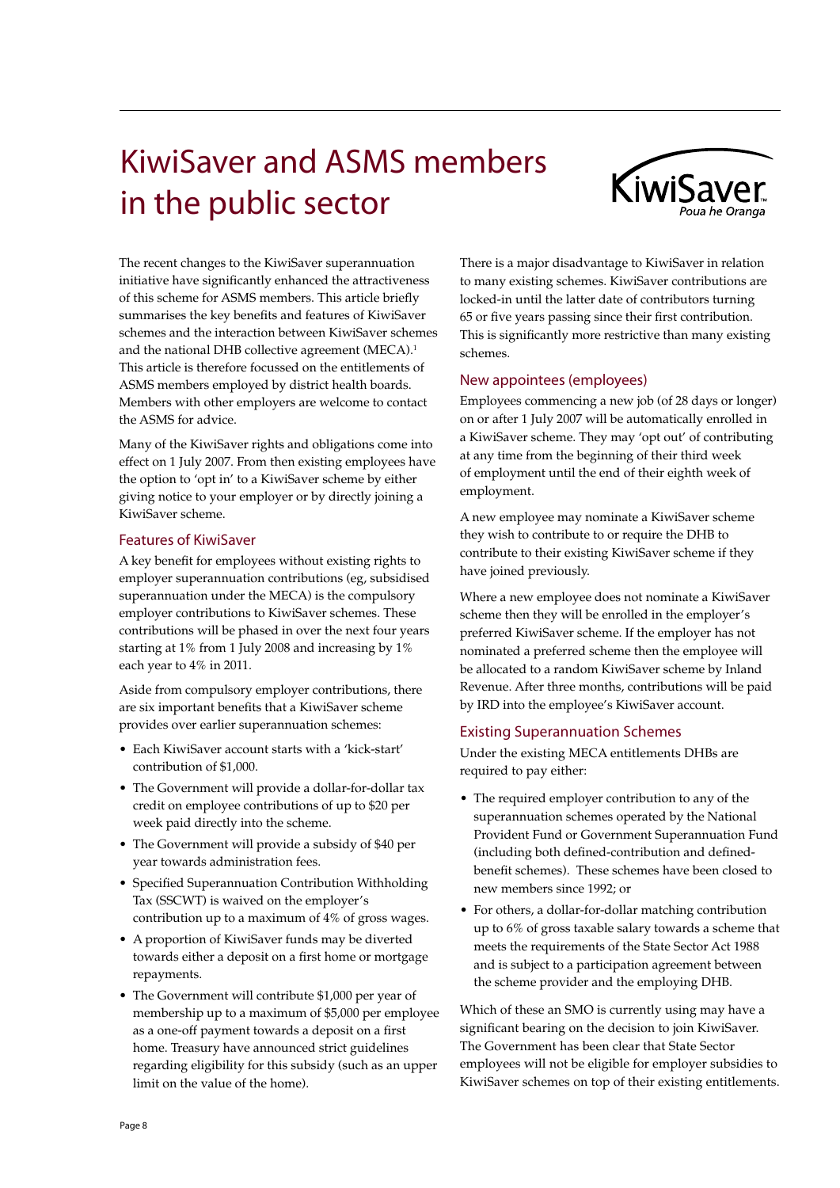# KiwiSaver and ASMS members in the public sector

The recent changes to the KiwiSaver superannuation initiative have significantly enhanced the attractiveness of this scheme for ASMS members. This article briefly summarises the key benefits and features of KiwiSaver schemes and the interaction between KiwiSaver schemes and the national DHB collective agreement (MECA).[1] This article is therefore focussed on the entitlements of ASMS members employed by district health boards. Members with other employers are welcome to contact the ASMS for advice.

Many of the KiwiSaver rights and obligations come into effect on 1 July 2007. From then existing employees have the option to 'opt in' to a KiwiSaver scheme by either giving notice to your employer or by directly joining a KiwiSaver scheme.

## Features of KiwiSaver

A key benefit for employees without existing rights to employer superannuation contributions (eg, subsidised superannuation under the MECA) is the compulsory employer contributions to KiwiSaver schemes. These contributions will be phased in over the next four years starting at 1% from 1 July 2008 and increasing by 1% each year to 4% in 2011.

Aside from compulsory employer contributions, there are six important benefits that a KiwiSaver scheme provides over earlier superannuation schemes:

- Each KiwiSaver account starts with a 'kick-start' contribution of $1,000.
- The Government will provide a dollar-for-dollar tax credit on employee contributions of up to $20 per week paid directly into the scheme.
- The Government will provide a subsidy of $40 per year towards administration fees.
- Specified Superannuation Contribution Withholding Tax (SSCWT) is waived on the employer's contribution up to a maximum of 4% of gross wages.
- A proportion of KiwiSaver funds may be diverted towards either a deposit on a first home or mortgage repayments.
- The Government will contribute $1,000 per year of membership up to a maximum of $5,000 per employee as a one-off payment towards a deposit on a first home. Treasury have announced strict guidelines regarding eligibility for this subsidy (such as an upper limit on the value of the home).

There is a major disadvantage to KiwiSaver in relation to many existing schemes. KiwiSaver contributions are locked-in until the latter date of contributors turning 65 or five years passing since their first contribution. This is significantly more restrictive than many existing schemes.

## New appointees (employees)

Employees commencing a new job (of 28 days or longer) on or after 1 July 2007 will be automatically enrolled in a KiwiSaver scheme. They may 'opt out' of contributing at any time from the beginning of their third week of employment until the end of their eighth week of employment.

A new employee may nominate a KiwiSaver scheme they wish to contribute to or require the DHB to contribute to their existing KiwiSaver scheme if they have joined previously.

Where a new employee does not nominate a KiwiSaver scheme then they will be enrolled in the employer's preferred KiwiSaver scheme. If the employer has not nominated a preferred scheme then the employee will be allocated to a random KiwiSaver scheme by Inland Revenue. After three months, contributions will be paid by IRD into the employee's KiwiSaver account.

## Existing Superannuation Schemes

Under the existing MECA entitlements DHBs are required to pay either:

- The required employer contribution to any of the superannuation schemes operated by the National Provident Fund or Government Superannuation Fund (including both defined-contribution and defined-benefit schemes). These schemes have been closed to new members since 1992; or
- For others, a dollar-for-dollar matching contribution up to 6% of gross taxable salary towards a scheme that meets the requirements of the State Sector Act 1988 and is subject to a participation agreement between the scheme provider and the employing DHB.

Which of these an SMO is currently using may have a significant bearing on the decision to join KiwiSaver. The Government has been clear that State Sector employees will not be eligible for employer subsidies to KiwiSaver schemes on top of their existing entitlements.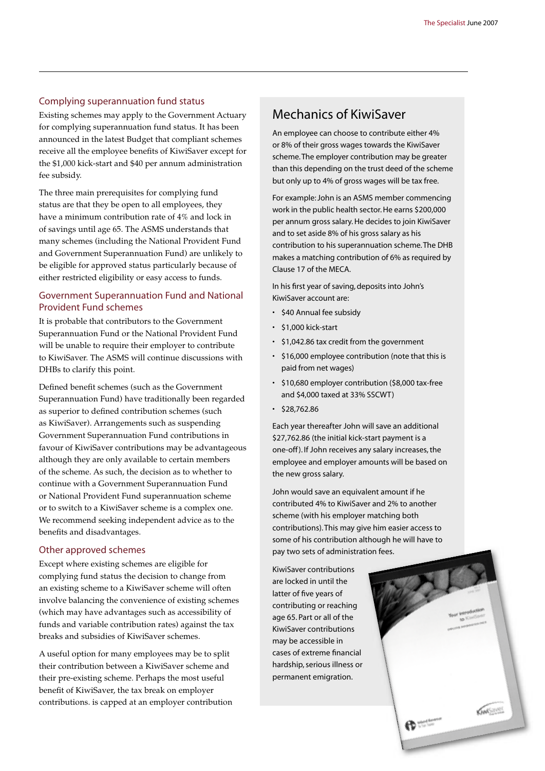### Complying superannuation fund status

Existing schemes may apply to the Government Actuary for complying superannuation fund status. It has been announced in the latest Budget that compliant schemes receive all the employee benefits of KiwiSaver except for the $1,000 kick-start and $40 per annum administration fee subsidy.

The three main prerequisites for complying fund status are that they be open to all employees, they have a minimum contribution rate of 4% and lock in of savings until age 65. The ASMS understands that many schemes (including the National Provident Fund and Government Superannuation Fund) are unlikely to be eligible for approved status particularly because of either restricted eligibility or easy access to funds.

### Government Superannuation Fund and National Provident Fund schemes

It is probable that contributors to the Government Superannuation Fund or the National Provident Fund will be unable to require their employer to contribute to KiwiSaver. The ASMS will continue discussions with DHBs to clarify this point.

Defined benefit schemes (such as the Government Superannuation Fund) have traditionally been regarded as superior to defined contribution schemes (such as KiwiSaver). Arrangements such as suspending Government Superannuation Fund contributions in favour of KiwiSaver contributions may be advantageous although they are only available to certain members of the scheme. As such, the decision as to whether to continue with a Government Superannuation Fund or National Provident Fund superannuation scheme or to switch to a KiwiSaver scheme is a complex one. We recommend seeking independent advice as to the benefits and disadvantages.

### Other approved schemes

Except where existing schemes are eligible for complying fund status the decision to change from an existing scheme to a KiwiSaver scheme will often involve balancing the convenience of existing schemes (which may have advantages such as accessibility of funds and variable contribution rates) against the tax breaks and subsidies of KiwiSaver schemes.

A useful option for many employees may be to split their contribution between a KiwiSaver scheme and their pre-existing scheme. Perhaps the most useful benefit of KiwiSaver, the tax break on employer contributions. is capped at an employer contribution

## Mechanics of KiwiSaver

An employee can choose to contribute either 4% or 8% of their gross wages towards the KiwiSaver scheme. The employer contribution may be greater than this depending on the trust deed of the scheme but only up to 4% of gross wages will be tax free.

For example: John is an ASMS member commencing work in the public health sector. He earns $200,000 per annum gross salary. He decides to join KiwiSaver and to set aside 8% of his gross salary as his contribution to his superannuation scheme. The DHB makes a matching contribution of 6% as required by Clause 17 of the MECA.

In his first year of saving, deposits into John's KiwiSaver account are:

- $40 Annual fee subsidy
- $1,000 kick-start
- $1,042.86 tax credit from the government
- $16,000 employee contribution (note that this is paid from net wages)
- $10,680 employer contribution ($8,000 tax-free and $4,000 taxed at 33% SSCWT)
- $28,762.86

Each year thereafter John will save an additional $27,762.86 (the initial kick-start payment is a one-off). If John receives any salary increases, the employee and employer amounts will be based on the new gross salary.

John would save an equivalent amount if he contributed 4% to KiwiSaver and 2% to another scheme (with his employer matching both contributions). This may give him easier access to some of his contribution although he will have to pay two sets of administration fees.

KiwiSaver contributions are locked in until the latter of five years of contributing or reaching age 65. Part or all of the KiwiSaver contributions may be accessible in cases of extreme financial hardship, serious illness or permanent emigration.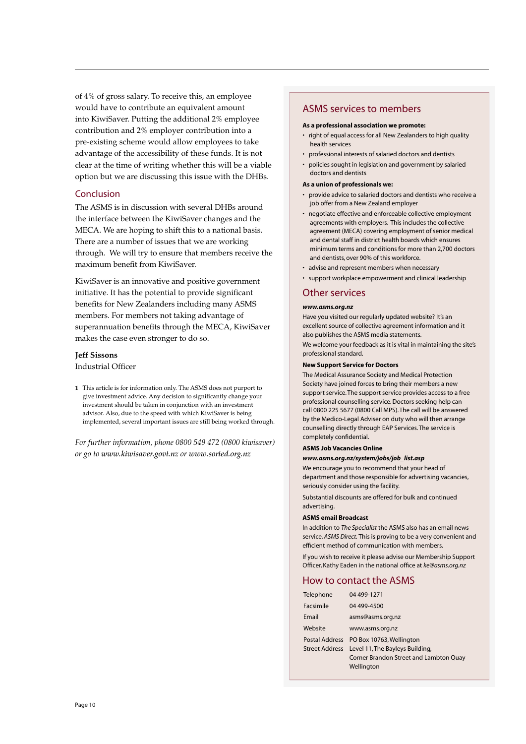of 4% of gross salary. To receive this, an employee would have to contribute an equivalent amount into KiwiSaver. Putting the additional 2% employee contribution and 2% employer contribution into a pre-existing scheme would allow employees to take advantage of the accessibility of these funds. It is not clear at the time of writing whether this will be a viable option but we are discussing this issue with the DHBs.

## Conclusion

The ASMS is in discussion with several DHBs around the interface between the KiwiSaver changes and the MECA. We are hoping to shift this to a national basis. There are a number of issues that we are working through. We will try to ensure that members receive the maximum benefit from KiwiSaver.

KiwiSaver is an innovative and positive government initiative. It has the potential to provide significant benefits for New Zealanders including many ASMS members. For members not taking advantage of superannuation benefits through the MECA, KiwiSaver makes the case even stronger to do so.

**Jeff Sissons**
Industrial Officer

1 This article is for information only. The ASMS does not purport to give investment advice. Any decision to significantly change your investment should be taken in conjunction with an investment advisor. Also, due to the speed with which KiwiSaver is being implemented, several important issues are still being worked through.

*For further information, phone 0800 549 472 (0800 kiwisaver) or go to www.kiwisaver.govt.nz or www.sorted.org.nz*

## ASMS services to members

**As a professional association we promote:**

- right of equal access for all New Zealanders to high quality health services
- professional interests of salaried doctors and dentists
- policies sought in legislation and government by salaried doctors and dentists

**As a union of professionals we:**

- provide advice to salaried doctors and dentists who receive a job offer from a New Zealand employer
- negotiate effective and enforceable collective employment agreements with employers. This includes the collective agreement (MECA) covering employment of senior medical and dental staff in district health boards which ensures minimum terms and conditions for more than 2,700 doctors and dentists, over 90% of this workforce.
- advise and represent members when necessary
- support workplace empowerment and clinical leadership

## Other services

***www.asms.org.nz***

Have you visited our regularly updated website? It's an excellent source of collective agreement information and it also publishes the ASMS media statements.
We welcome your feedback as it is vital in maintaining the site's professional standard.

**New Support Service for Doctors**

The Medical Assurance Society and Medical Protection Society have joined forces to bring their members a new support service. The support service provides access to a free professional counselling service. Doctors seeking help can call 0800 225 5677 (0800 Call MPS). The call will be answered by the Medico-Legal Adviser on duty who will then arrange counselling directly through EAP Services. The service is completely confidential.

**ASMS Job Vacancies Online**

***www.asms.org.nz/system/jobs/job_list.asp***

We encourage you to recommend that your head of department and those responsible for advertising vacancies, seriously consider using the facility.

Substantial discounts are offered for bulk and continued advertising.

**ASMS email Broadcast**

In addition to *The Specialist* the ASMS also has an email news service, *ASMS Direct*. This is proving to be a very convenient and efficient method of communication with members.

If you wish to receive it please advise our Membership Support Officer, Kathy Eaden in the national office at *ke@asms.org.nz*

## How to contact the ASMS

| | |
|---|---|
| Telephone | 04 499-1271 |
| Facsimile | 04 499-4500 |
| Email | asms@asms.org.nz |
| Website | www.asms.org.nz |
| Postal Address | PO Box 10763, Wellington |
| Street Address | Level 11, The Bayleys Building, Corner Brandon Street and Lambton Quay Wellington |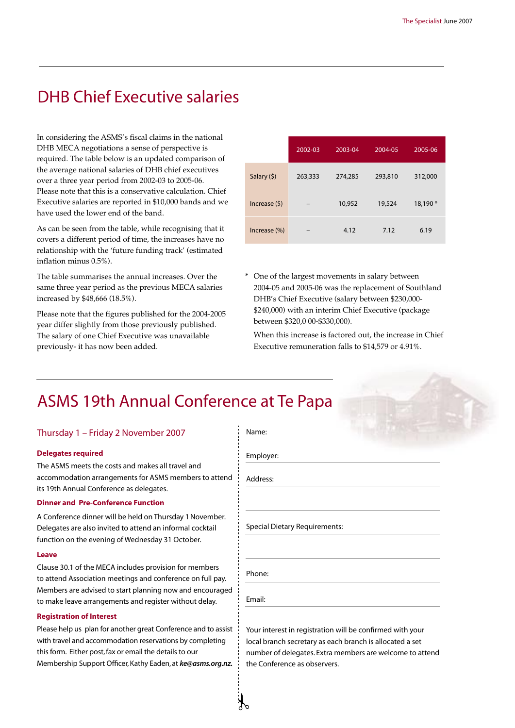# DHB Chief Executive salaries

In considering the ASMS's fiscal claims in the national DHB MECA negotiations a sense of perspective is required. The table below is an updated comparison of the average national salaries of DHB chief executives over a three year period from 2002-03 to 2005-06. Please note that this is a conservative calculation. Chief Executive salaries are reported in $10,000 bands and we have used the lower end of the band.

As can be seen from the table, while recognising that it covers a different period of time, the increases have no relationship with the 'future funding track' (estimated inflation minus 0.5%).

The table summarises the annual increases. Over the same three year period as the previous MECA salaries increased by $48,666 (18.5%).

Please note that the figures published for the 2004-2005 year differ slightly from those previously published. The salary of one Chief Executive was unavailable previously- it has now been added.

| | 2002-03 | 2003-04 | 2004-05 | 2005-06 |
|---|---|---|---|---|
| Salary ($) | 263,333 | 274,285 | 293,810 | 312,000 |
| Increase ($) | – | 10,952 | 19,524 | 18,190 * |
| Increase (%) | – | 4.12 | 7.12 | 6.19 |

\* One of the largest movements in salary between 2004-05 and 2005-06 was the replacement of Southland DHB's Chief Executive (salary between $230,000-$240,000) with an interim Chief Executive (package between $320,0 00-$330,000).

When this increase is factored out, the increase in Chief Executive remuneration falls to $14,579 or 4.91%.

# ASMS 19th Annual Conference at Te Papa

## Thursday 1 – Friday 2 November 2007

**Delegates required**

The ASMS meets the costs and makes all travel and accommodation arrangements for ASMS members to attend its 19th Annual Conference as delegates.

**Dinner and Pre-Conference Function**

A Conference dinner will be held on Thursday 1 November. Delegates are also invited to attend an informal cocktail function on the evening of Wednesday 31 October.

**Leave**

Clause 30.1 of the MECA includes provision for members to attend Association meetings and conference on full pay. Members are advised to start planning now and encouraged to make leave arrangements and register without delay.

**Registration of Interest**

Please help us plan for another great Conference and to assist with travel and accommodation reservations by completing this form. Either post, fax or email the details to our Membership Support Officer, Kathy Eaden, at ***ke@asms.org.nz.***

Name:

Employer:

Address:

Special Dietary Requirements:

Phone:

Email:

Your interest in registration will be confirmed with your local branch secretary as each branch is allocated a set number of delegates. Extra members are welcome to attend the Conference as observers.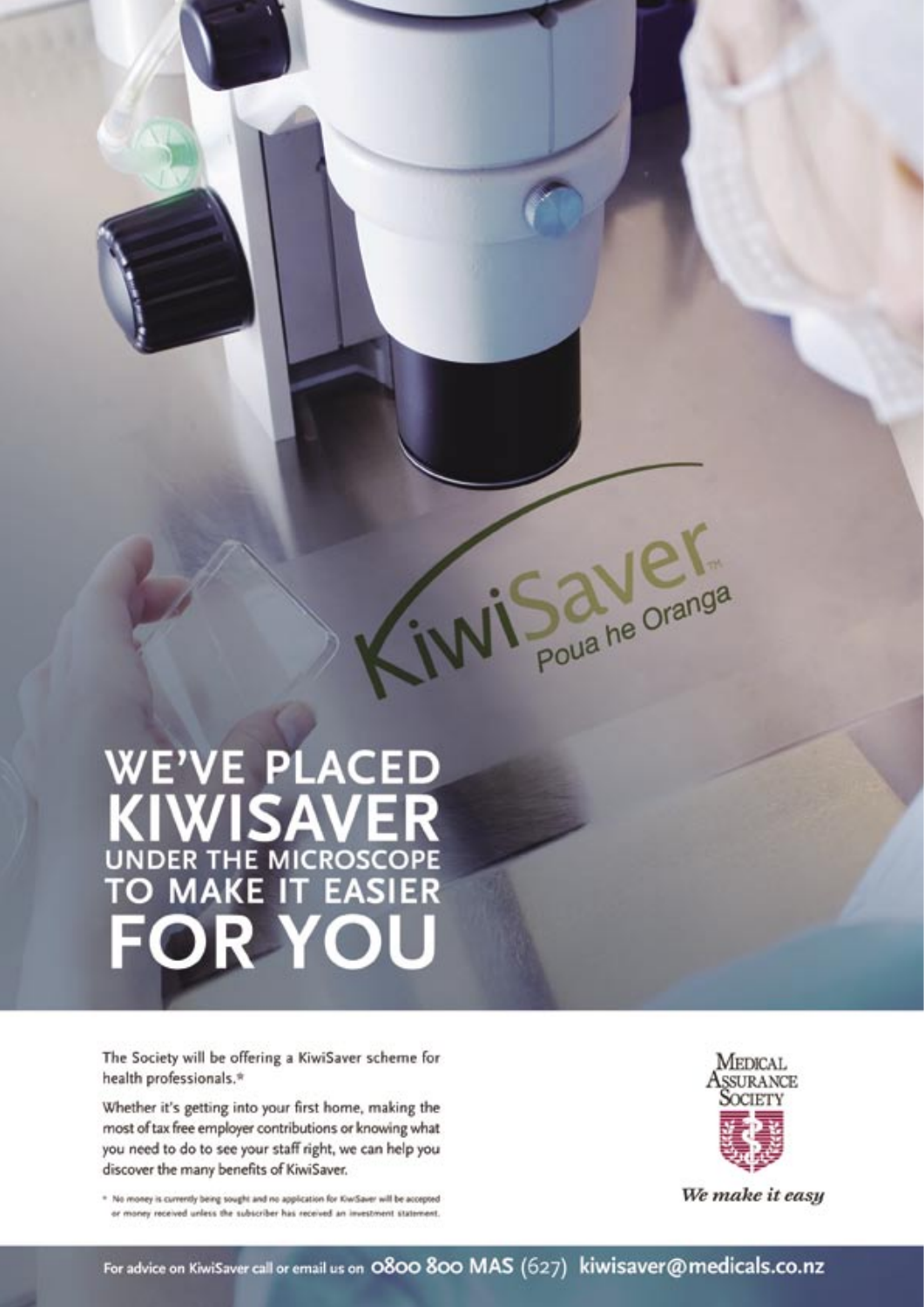KiwiSaver™ Poua he Oranga

# WE'VE PLACED KIWISAVER UNDER THE MICROSCOPE TO MAKE IT EASIER FOR YOU

The Society will be offering a KiwiSaver scheme for health professionals.*

Whether it's getting into your first home, making the most of tax free employer contributions or knowing what you need to do to see your staff right, we can help you discover the many benefits of KiwiSaver.

\* No money is currently being sought and no application for KiwiSaver will be accepted or money received unless the subscriber has received an investment statement.

Medical Assurance Society

*We make it easy*

For advice on KiwiSaver call or email us on **0800 800 MAS** (627) **kiwisaver@medicals.co.nz**